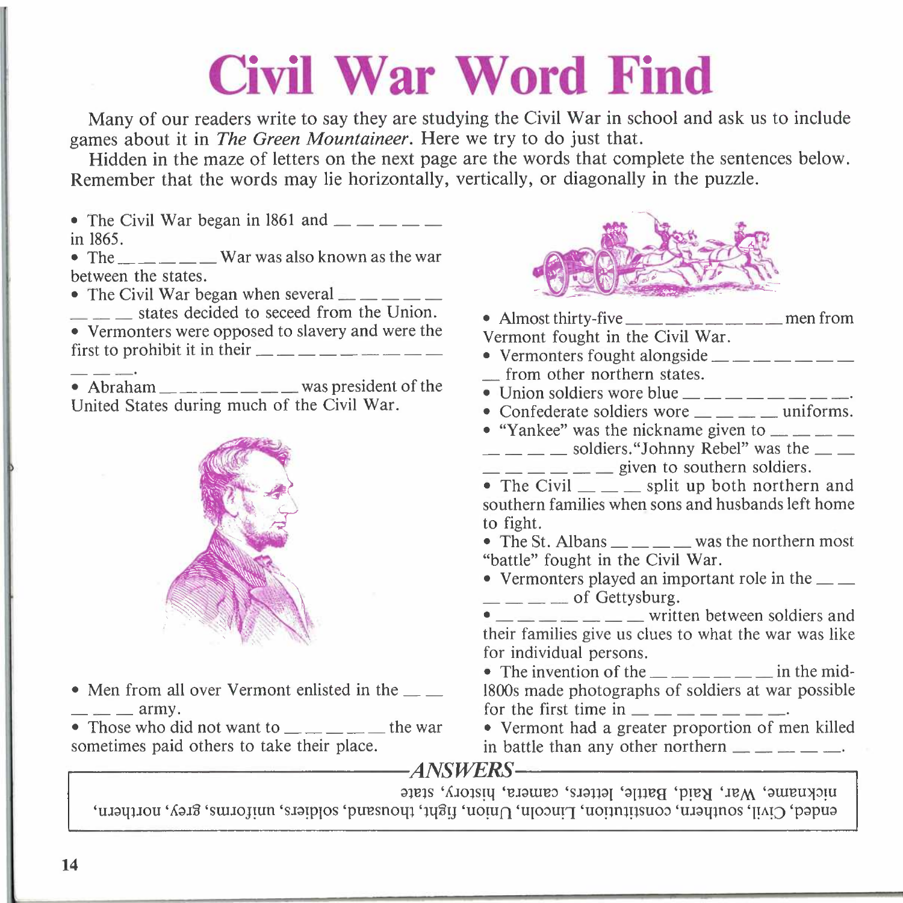# Civil War Word Find

Many of our readers write to say they are studying the Civil War in school and ask us to include games about it in *The Green Mountaineer*. Here we try to do just that.

Hidden in the maze of letters on the next page are the words that complete the sentences below. Remember that the words may lie horizontally, vertically, or diagonally in the puzzle.

- The Civil War began in 1861 and _ _ _ _ _ in 1865.
- The _ _ _ _ _ War was also known as the war between the states.
- The Civil War began when several _ _ _ _ _ _ _ _ states decided to seceed from the Union.
- Vermonters were opposed to slavery and were the first to prohibit it in their _ _ _ _ _ _ _ _ _ _ _ _.
- Abraham _ _ _ _ _ _ _ was president of the United States during much of the Civil War.
- Men from all over Vermont enlisted in the _ _ _ _ _ army.
- Those who did not want to _ _ _ _ _ the war sometimes paid others to take their place.
- Almost thirty-five _ _ _ _ _ _ _ _ men from Vermont fought in the Civil War.
- Vermonters fought alongside _ _ _ _ _ _ _ _ from other northern states.
- Union soldiers wore blue _ _ _ _ _ _ _ _.
- Confederate soldiers wore _ _ _ _ uniforms.
- "Yankee" was the nickname given to _ _ _ _ _ _ _ _ soldiers. "Johnny Rebel" was the _ _ _ _ _ _ _ _ given to southern soldiers.
- The Civil _ _ _ split up both northern and southern families when sons and husbands left home to fight.
- The St. Albans _ _ _ _ was the northern most "battle" fought in the Civil War.
- Vermonters played an important role in the _ _ _ _ _ _ of Gettysburg.
- _ _ _ _ _ _ _ written between soldiers and their families give us clues to what the war was like for individual persons.
- The invention of the _ _ _ _ _ _ in the mid-1800s made photographs of soldiers at war possible for the first time in _ _ _ _ _ _ _.
- Vermont had a greater proportion of men killed in battle than any other northern _ _ _ _ _.

## *ANSWERS*

ended, Civil, southern, constitution, Lincoln, Union, fight, thousand, soldiers, uniforms, grey, northern, nickname, War, Raid, Battle, letters, camera, history, state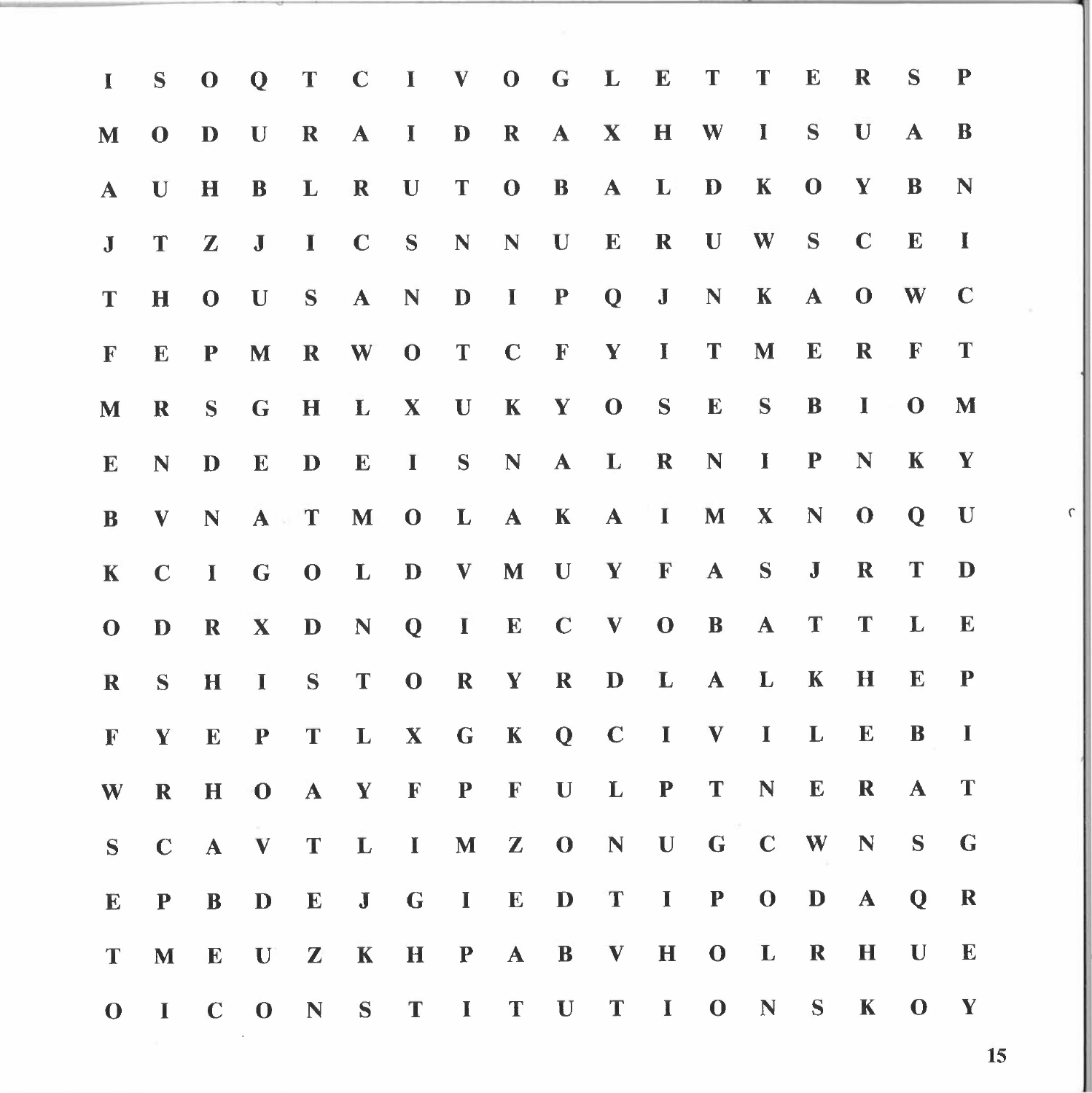| | | | | | | | | | | | | | | | | | |
|---|---|---|---|---|---|---|---|---|---|---|---|---|---|---|---|---|---|
| I | S | O | Q | T | C | I | V | O | G | L | E | T | T | E | R | S | P |
| M | O | D | U | R | A | I | D | R | A | X | H | W | I | S | U | A | B |
| A | U | H | B | L | R | U | T | O | B | A | L | D | K | O | Y | B | N |
| J | T | Z | J | I | C | S | N | N | U | E | R | U | W | S | C | E | I |
| T | H | O | U | S | A | N | D | I | P | Q | J | N | K | A | O | W | C |
| F | E | P | M | R | W | O | T | C | F | Y | I | T | M | E | R | F | T |
| M | R | S | G | H | L | X | U | K | Y | O | S | E | S | B | I | O | M |
| E | N | D | E | D | E | I | S | N | A | L | R | N | I | P | N | K | Y |
| B | V | N | A | T | M | O | L | A | K | A | I | M | X | N | O | Q | U |
| K | C | I | G | O | L | D | V | M | U | Y | F | A | S | J | R | T | D |
| O | D | R | X | D | N | Q | I | E | C | V | O | B | A | T | T | L | E |
| R | S | H | I | S | T | O | R | Y | R | D | L | A | L | K | H | E | P |
| F | Y | E | P | T | L | X | G | K | Q | C | I | V | I | L | E | B | I |
| W | R | H | O | A | Y | F | P | F | U | L | P | T | N | E | R | A | T |
| S | C | A | V | T | L | I | M | Z | O | N | U | G | C | W | N | S | G |
| E | P | B | D | E | J | G | I | E | D | T | I | P | O | D | A | Q | R |
| T | M | E | U | Z | K | H | P | A | B | V | H | O | L | R | H | U | E |
| O | I | C | O | N | S | T | I | T | U | T | I | O | N | S | K | O | Y |